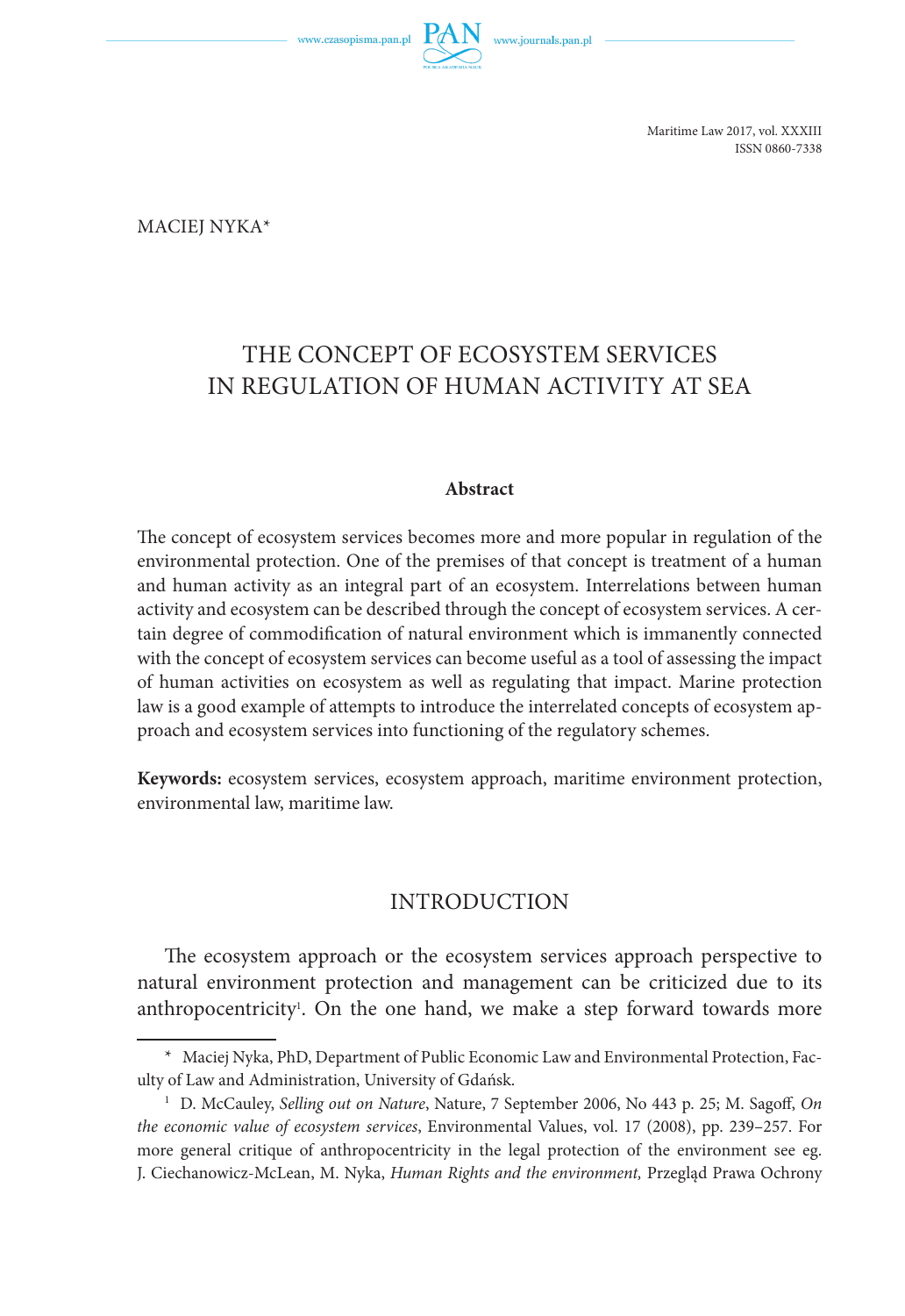MACIEJ NYKA*

# THE CONCEPT OF ECOSYSTEM SERVICES IN REGULATION OF HUMAN ACTIVITY AT SEA

**Abstract**

The concept of ecosystem services becomes more and more popular in regulation of the environmental protection. One of the premises of that concept is treatment of a human and human activity as an integral part of an ecosystem. Interrelations between human activity and ecosystem can be described through the concept of ecosystem services. A certain degree of commodification of natural environment which is immanently connected with the concept of ecosystem services can become useful as a tool of assessing the impact of human activities on ecosystem as well as regulating that impact. Marine protection law is a good example of attempts to introduce the interrelated concepts of ecosystem approach and ecosystem services into functioning of the regulatory schemes.

**Keywords:** ecosystem services, ecosystem approach, maritime environment protection, environmental law, maritime law.

## INTRODUCTION

The ecosystem approach or the ecosystem services approach perspective to natural environment protection and management can be criticized due to its anthropocentricity[1]. On the one hand, we make a step forward towards more

---

\* Maciej Nyka, PhD, Department of Public Economic Law and Environmental Protection, Faculty of Law and Administration, University of Gdańsk.

[1] D. McCauley, *Selling out on Nature*, Nature, 7 September 2006, No 443 p. 25; M. Sagoff, *On the economic value of ecosystem services*, Environmental Values, vol. 17 (2008), pp. 239–257. For more general critique of anthropocentricity in the legal protection of the environment see eg. J. Ciechanowicz-McLean, M. Nyka, *Human Rights and the environment,* Przegląd Prawa Ochrony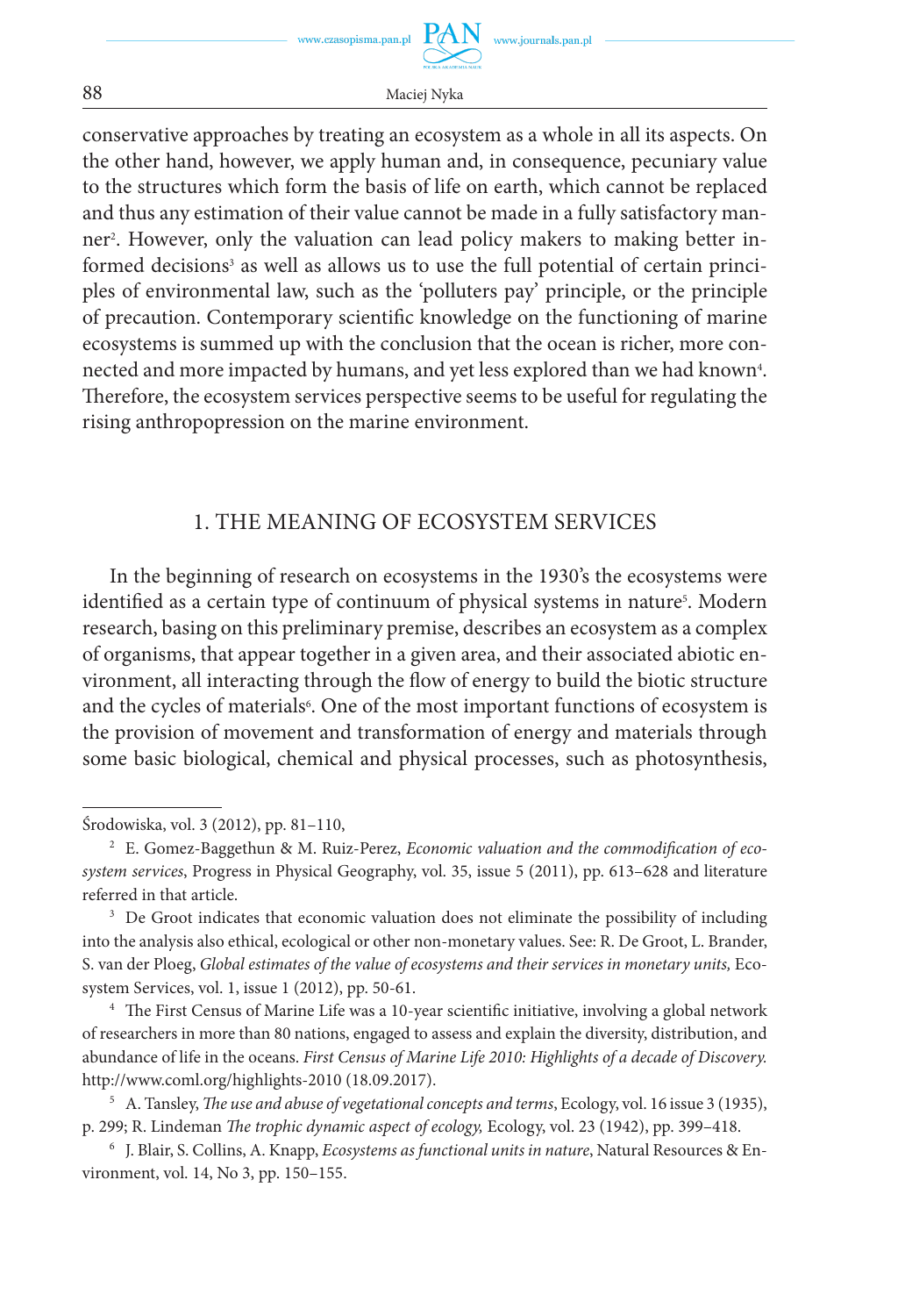conservative approaches by treating an ecosystem as a whole in all its aspects. On the other hand, however, we apply human and, in consequence, pecuniary value to the structures which form the basis of life on earth, which cannot be replaced and thus any estimation of their value cannot be made in a fully satisfactory manner[2]. However, only the valuation can lead policy makers to making better informed decisions[3] as well as allows us to use the full potential of certain principles of environmental law, such as the 'polluters pay' principle, or the principle of precaution. Contemporary scientific knowledge on the functioning of marine ecosystems is summed up with the conclusion that the ocean is richer, more connected and more impacted by humans, and yet less explored than we had known[4]. Therefore, the ecosystem services perspective seems to be useful for regulating the rising anthropopression on the marine environment.

## 1. THE MEANING OF ECOSYSTEM SERVICES

In the beginning of research on ecosystems in the 1930's the ecosystems were identified as a certain type of continuum of physical systems in nature[5]. Modern research, basing on this preliminary premise, describes an ecosystem as a complex of organisms, that appear together in a given area, and their associated abiotic environment, all interacting through the flow of energy to build the biotic structure and the cycles of materials[6]. One of the most important functions of ecosystem is the provision of movement and transformation of energy and materials through some basic biological, chemical and physical processes, such as photosynthesis,

---

Środowiska, vol. 3 (2012), pp. 81–110,

[2] E. Gomez-Baggethun & M. Ruiz-Perez, *Economic valuation and the commodification of ecosystem services*, Progress in Physical Geography, vol. 35, issue 5 (2011), pp. 613–628 and literature referred in that article.

[3] De Groot indicates that economic valuation does not eliminate the possibility of including into the analysis also ethical, ecological or other non-monetary values. See: R. De Groot, L. Brander, S. van der Ploeg, *Global estimates of the value of ecosystems and their services in monetary units,* Ecosystem Services, vol. 1, issue 1 (2012), pp. 50-61.

[4] The First Census of Marine Life was a 10-year scientific initiative, involving a global network of researchers in more than 80 nations, engaged to assess and explain the diversity, distribution, and abundance of life in the oceans. *First Census of Marine Life 2010: Highlights of a decade of Discovery.* http://www.coml.org/highlights-2010 (18.09.2017).

[5] A. Tansley, *The use and abuse of vegetational concepts and terms*, Ecology, vol. 16 issue 3 (1935), p. 299; R. Lindeman *The trophic dynamic aspect of ecology,* Ecology, vol. 23 (1942), pp. 399–418.

[6] J. Blair, S. Collins, A. Knapp, *Ecosystems as functional units in nature*, Natural Resources & Environment, vol. 14, No 3, pp. 150–155.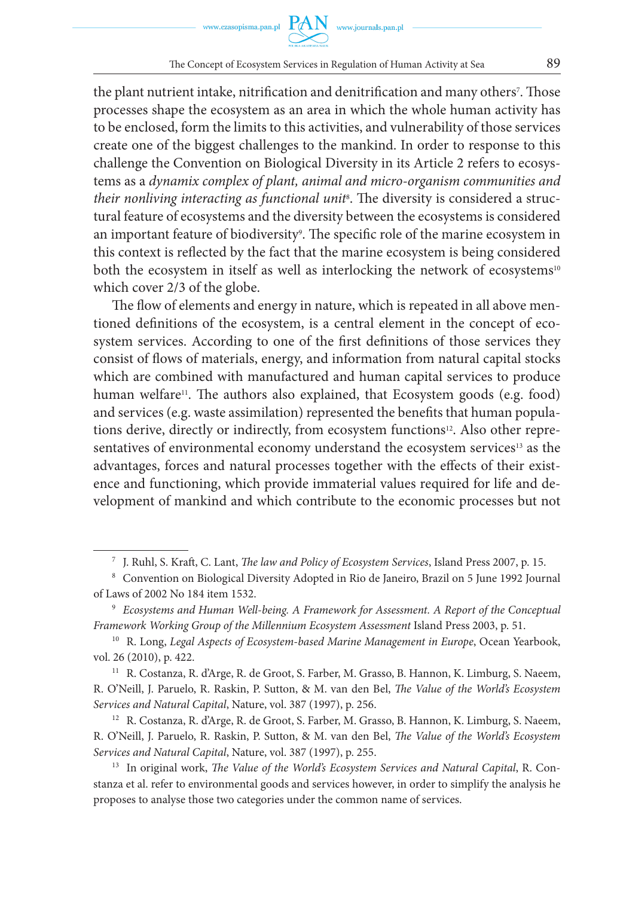the plant nutrient intake, nitrification and denitrification and many others[7]. Those processes shape the ecosystem as an area in which the whole human activity has to be enclosed, form the limits to this activities, and vulnerability of those services create one of the biggest challenges to the mankind. In order to response to this challenge the Convention on Biological Diversity in its Article 2 refers to ecosystems as a *dynamix complex of plant, animal and micro-organism communities and their nonliving interacting as functional unit*[8]. The diversity is considered a structural feature of ecosystems and the diversity between the ecosystems is considered an important feature of biodiversity[9]. The specific role of the marine ecosystem in this context is reflected by the fact that the marine ecosystem is being considered both the ecosystem in itself as well as interlocking the network of ecosystems[10] which cover 2/3 of the globe.

The flow of elements and energy in nature, which is repeated in all above mentioned definitions of the ecosystem, is a central element in the concept of ecosystem services. According to one of the first definitions of those services they consist of flows of materials, energy, and information from natural capital stocks which are combined with manufactured and human capital services to produce human welfare[11]. The authors also explained, that Ecosystem goods (e.g. food) and services (e.g. waste assimilation) represented the benefits that human populations derive, directly or indirectly, from ecosystem functions[12]. Also other representatives of environmental economy understand the ecosystem services[13] as the advantages, forces and natural processes together with the effects of their existence and functioning, which provide immaterial values required for life and development of mankind and which contribute to the economic processes but not

---

[7] J. Ruhl, S. Kraft, C. Lant, *The law and Policy of Ecosystem Services*, Island Press 2007, p. 15.

[8] Convention on Biological Diversity Adopted in Rio de Janeiro, Brazil on 5 June 1992 Journal of Laws of 2002 No 184 item 1532.

[9] *Ecosystems and Human Well-being. A Framework for Assessment. A Report of the Conceptual Framework Working Group of the Millennium Ecosystem Assessment* Island Press 2003, p. 51.

[10] R. Long, *Legal Aspects of Ecosystem-based Marine Management in Europe*, Ocean Yearbook, vol. 26 (2010), p. 422.

[11] R. Costanza, R. d'Arge, R. de Groot, S. Farber, M. Grasso, B. Hannon, K. Limburg, S. Naeem, R. O'Neill, J. Paruelo, R. Raskin, P. Sutton, & M. van den Bel, *The Value of the World's Ecosystem Services and Natural Capital*, Nature, vol. 387 (1997), p. 256.

[12] R. Costanza, R. d'Arge, R. de Groot, S. Farber, M. Grasso, B. Hannon, K. Limburg, S. Naeem, R. O'Neill, J. Paruelo, R. Raskin, P. Sutton, & M. van den Bel, *The Value of the World's Ecosystem Services and Natural Capital*, Nature, vol. 387 (1997), p. 255.

[13] In original work, *The Value of the World's Ecosystem Services and Natural Capital*, R. Conzstanza et al. refer to environmental goods and services however, in order to simplify the analysis he proposes to analyse those two categories under the common name of services.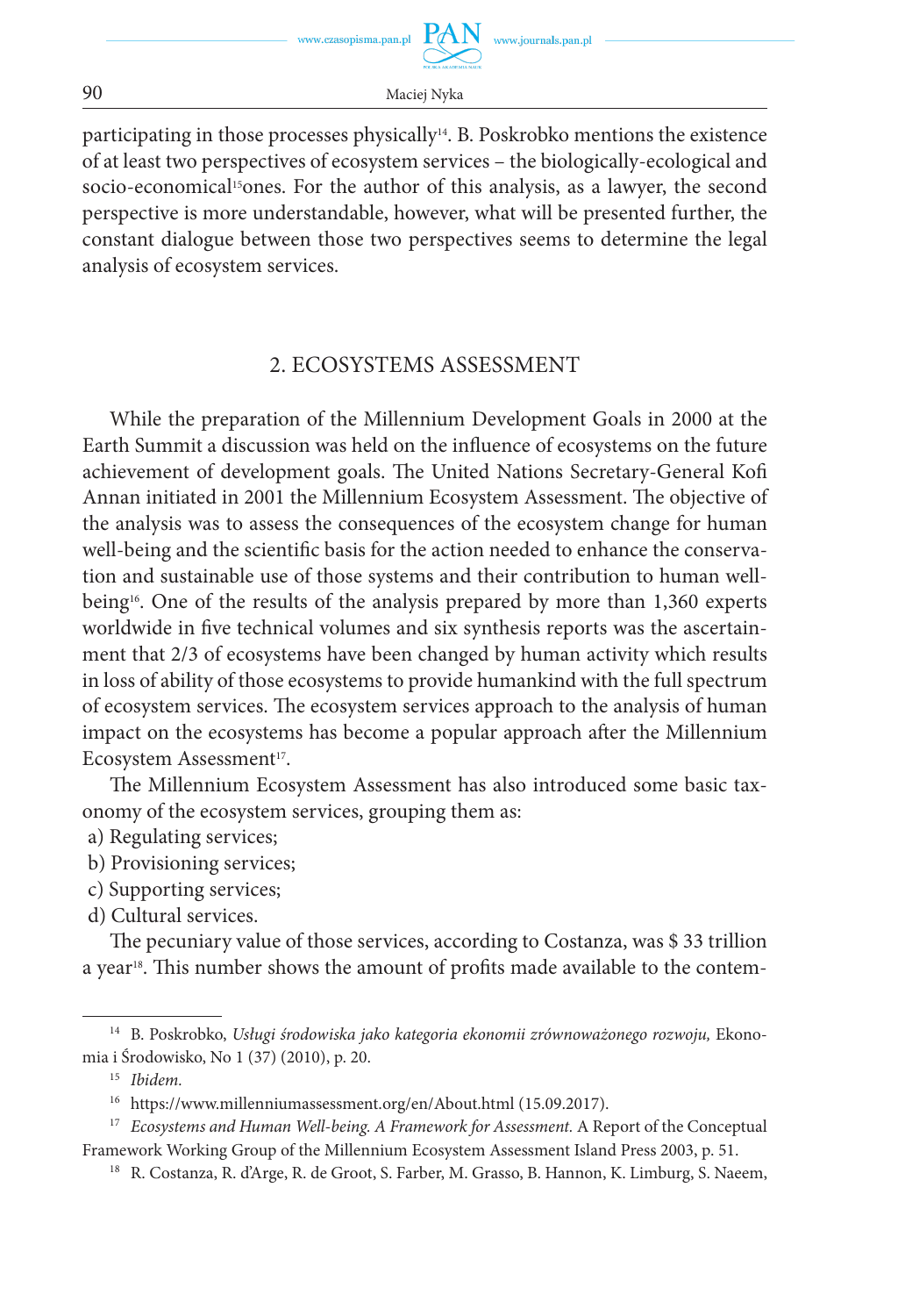participating in those processes physically[14]. B. Poskrobko mentions the existence of at least two perspectives of ecosystem services – the biologically-ecological and socio-economical[15]ones. For the author of this analysis, as a lawyer, the second perspective is more understandable, however, what will be presented further, the constant dialogue between those two perspectives seems to determine the legal analysis of ecosystem services.

## 2. ECOSYSTEMS ASSESSMENT

While the preparation of the Millennium Development Goals in 2000 at the Earth Summit a discussion was held on the influence of ecosystems on the future achievement of development goals. The United Nations Secretary-General Kofi Annan initiated in 2001 the Millennium Ecosystem Assessment. The objective of the analysis was to assess the consequences of the ecosystem change for human well-being and the scientific basis for the action needed to enhance the conservation and sustainable use of those systems and their contribution to human well-being[16]. One of the results of the analysis prepared by more than 1,360 experts worldwide in five technical volumes and six synthesis reports was the ascertainment that 2/3 of ecosystems have been changed by human activity which results in loss of ability of those ecosystems to provide humankind with the full spectrum of ecosystem services. The ecosystem services approach to the analysis of human impact on the ecosystems has become a popular approach after the Millennium Ecosystem Assessment[17].

The Millennium Ecosystem Assessment has also introduced some basic taxonomy of the ecosystem services, grouping them as:

a) Regulating services;
b) Provisioning services;
c) Supporting services;
d) Cultural services.

The pecuniary value of those services, according to Costanza, was $ 33 trillion a year[18]. This number shows the amount of profits made available to the contem-

---

[14] B. Poskrobko, *Usługi środowiska jako kategoria ekonomii zrównoważonego rozwoju,* Ekonomia i Środowisko, No 1 (37) (2010), p. 20.

[15] *Ibidem.*

[16] https://www.millenniumassessment.org/en/About.html (15.09.2017).

[17] *Ecosystems and Human Well-being. A Framework for Assessment.* A Report of the Conceptual Framework Working Group of the Millennium Ecosystem Assessment Island Press 2003, p. 51.

[18] R. Costanza, R. d'Arge, R. de Groot, S. Farber, M. Grasso, B. Hannon, K. Limburg, S. Naeem,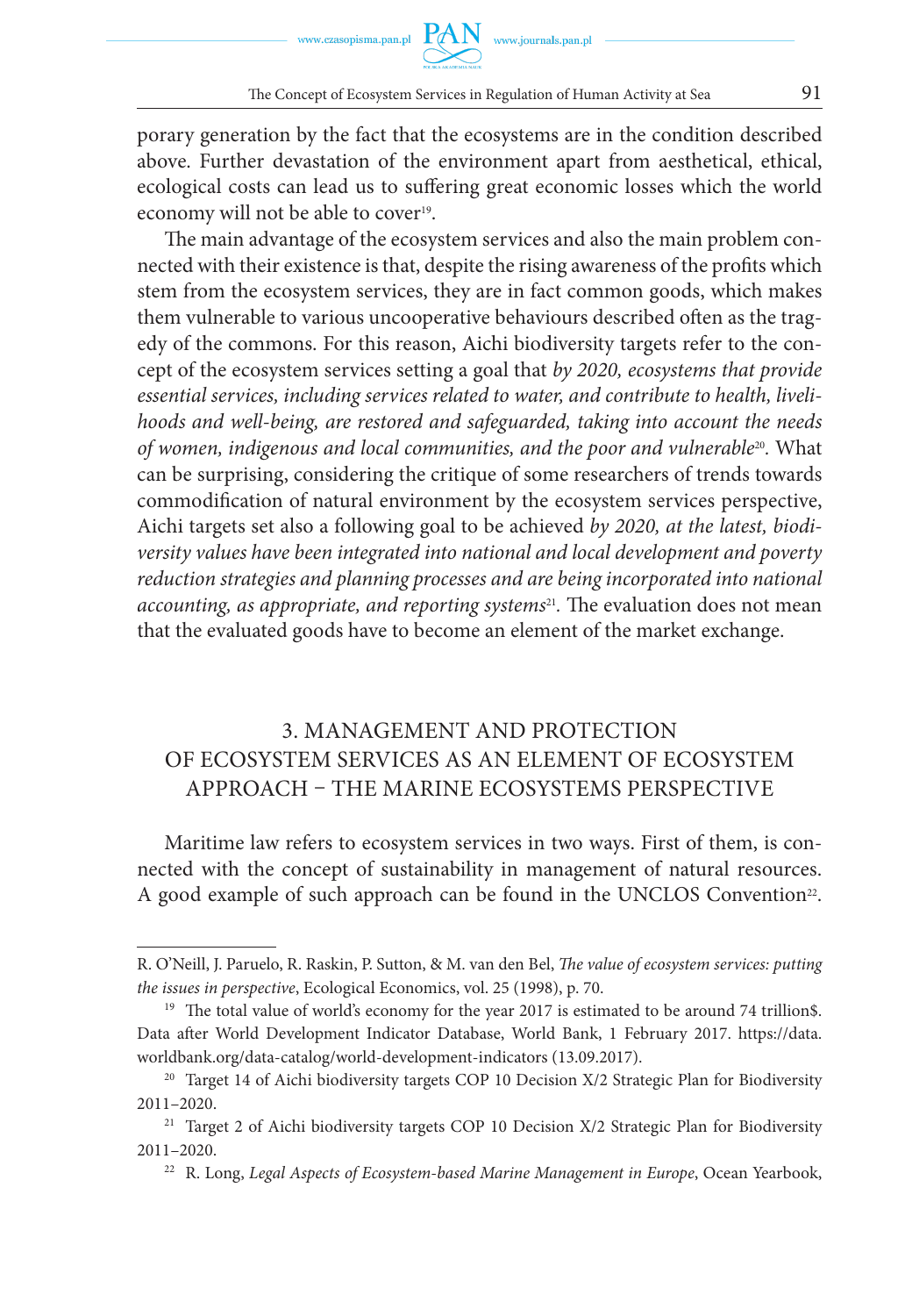porary generation by the fact that the ecosystems are in the condition described above. Further devastation of the environment apart from aesthetical, ethical, ecological costs can lead us to suffering great economic losses which the world economy will not be able to cover[19].

The main advantage of the ecosystem services and also the main problem connected with their existence is that, despite the rising awareness of the profits which stem from the ecosystem services, they are in fact common goods, which makes them vulnerable to various uncooperative behaviours described often as the tragedy of the commons. For this reason, Aichi biodiversity targets refer to the concept of the ecosystem services setting a goal that *by 2020, ecosystems that provide essential services, including services related to water, and contribute to health, livelihoods and well-being, are restored and safeguarded, taking into account the needs of women, indigenous and local communities, and the poor and vulnerable*[20]. What can be surprising, considering the critique of some researchers of trends towards commodification of natural environment by the ecosystem services perspective, Aichi targets set also a following goal to be achieved *by 2020, at the latest, biodiversity values have been integrated into national and local development and poverty reduction strategies and planning processes and are being incorporated into national accounting, as appropriate, and reporting systems*[21]. The evaluation does not mean that the evaluated goods have to become an element of the market exchange.

## 3. MANAGEMENT AND PROTECTION OF ECOSYSTEM SERVICES AS AN ELEMENT OF ECOSYSTEM APPROACH – THE MARINE ECOSYSTEMS PERSPECTIVE

Maritime law refers to ecosystem services in two ways. First of them, is connected with the concept of sustainability in management of natural resources. A good example of such approach can be found in the UNCLOS Convention[22].

---

R. O'Neill, J. Paruelo, R. Raskin, P. Sutton, & M. van den Bel, *The value of ecosystem services: putting the issues in perspective*, Ecological Economics, vol. 25 (1998), p. 70.

[19] The total value of world's economy for the year 2017 is estimated to be around 74 trillion$. Data after World Development Indicator Database, World Bank, 1 February 2017. https://data.worldbank.org/data-catalog/world-development-indicators (13.09.2017).

[20] Target 14 of Aichi biodiversity targets COP 10 Decision X/2 Strategic Plan for Biodiversity 2011–2020.

[21] Target 2 of Aichi biodiversity targets COP 10 Decision X/2 Strategic Plan for Biodiversity 2011–2020.

[22] R. Long, *Legal Aspects of Ecosystem-based Marine Management in Europe*, Ocean Yearbook,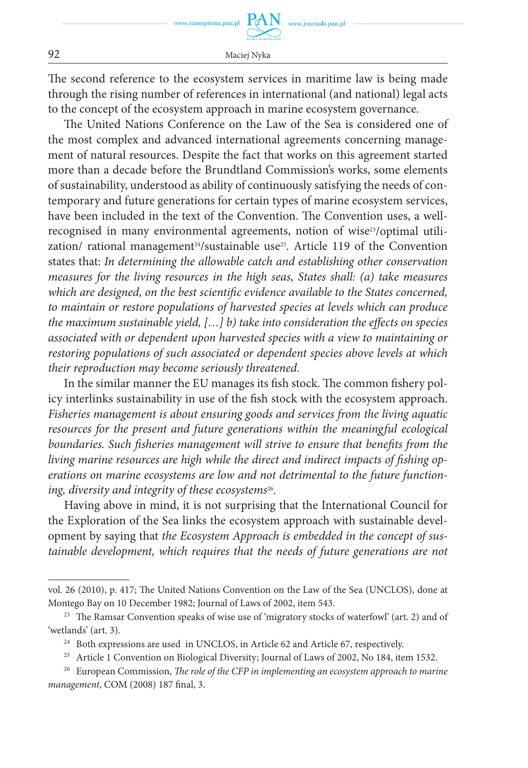The second reference to the ecosystem services in maritime law is being made through the rising number of references in international (and national) legal acts to the concept of the ecosystem approach in marine ecosystem governance.

The United Nations Conference on the Law of the Sea is considered one of the most complex and advanced international agreements concerning management of natural resources. Despite the fact that works on this agreement started more than a decade before the Brundtland Commission's works, some elements of sustainability, understood as ability of continuously satisfying the needs of contemporary and future generations for certain types of marine ecosystem services, have been included in the text of the Convention. The Convention uses, a well-recognised in many environmental agreements, notion of wise[23]/optimal utilization/ rational management[24]/sustainable use[25]. Article 119 of the Convention states that: *In determining the allowable catch and establishing other conservation measures for the living resources in the high seas, States shall: (a) take measures which are designed, on the best scientific evidence available to the States concerned, to maintain or restore populations of harvested species at levels which can produce the maximum sustainable yield, […] b) take into consideration the effects on species associated with or dependent upon harvested species with a view to maintaining or restoring populations of such associated or dependent species above levels at which their reproduction may become seriously threatened.*

In the similar manner the EU manages its fish stock. The common fishery policy interlinks sustainability in use of the fish stock with the ecosystem approach. *Fisheries management is about ensuring goods and services from the living aquatic resources for the present and future generations within the meaningful ecological boundaries. Such fisheries management will strive to ensure that benefits from the living marine resources are high while the direct and indirect impacts of fishing operations on marine ecosystems are low and not detrimental to the future functioning, diversity and integrity of these ecosystems*[26].

Having above in mind, it is not surprising that the International Council for the Exploration of the Sea links the ecosystem approach with sustainable development by saying that *the Ecosystem Approach is embedded in the concept of sustainable development, which requires that the needs of future generations are not*

---

vol. 26 (2010), p. 417; The United Nations Convention on the Law of the Sea (UNCLOS), done at Montego Bay on 10 December 1982; Journal of Laws of 2002, item 543.

[23] The Ramsar Convention speaks of wise use of 'migratory stocks of waterfowl' (art. 2) and of 'wetlands' (art. 3).

[24] Both expressions are used in UNCLOS, in Article 62 and Article 67, respectively.

[25] Article 1 Convention on Biological Diversity; Journal of Laws of 2002, No 184, item 1532.

[26] European Commission, *The role of the CFP in implementing an ecosystem approach to marine management*, COM (2008) 187 final, 3.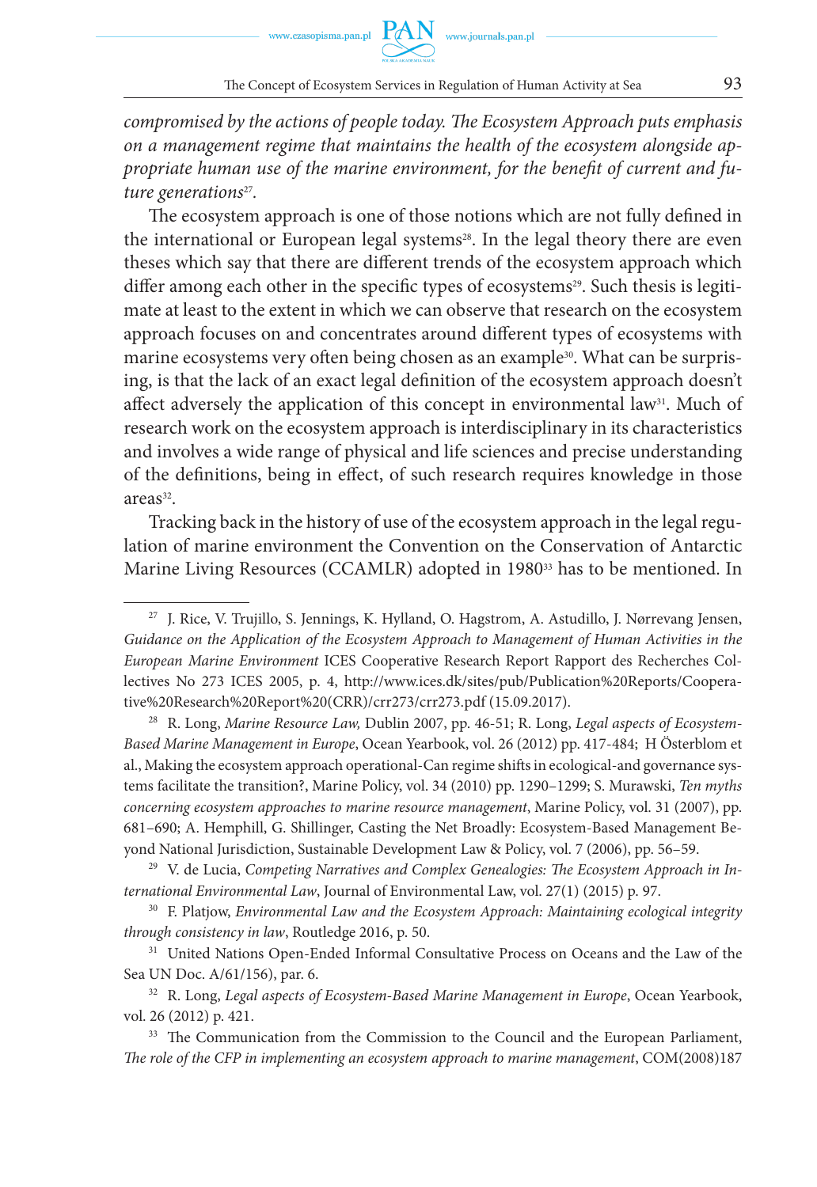*compromised by the actions of people today. The Ecosystem Approach puts emphasis on a management regime that maintains the health of the ecosystem alongside appropriate human use of the marine environment, for the benefit of current and future generations*[27].

The ecosystem approach is one of those notions which are not fully defined in the international or European legal systems[28]. In the legal theory there are even theses which say that there are different trends of the ecosystem approach which differ among each other in the specific types of ecosystems[29]. Such thesis is legitimate at least to the extent in which we can observe that research on the ecosystem approach focuses on and concentrates around different types of ecosystems with marine ecosystems very often being chosen as an example[30]. What can be surprising, is that the lack of an exact legal definition of the ecosystem approach doesn't affect adversely the application of this concept in environmental law[31]. Much of research work on the ecosystem approach is interdisciplinary in its characteristics and involves a wide range of physical and life sciences and precise understanding of the definitions, being in effect, of such research requires knowledge in those areas[32].

Tracking back in the history of use of the ecosystem approach in the legal regulation of marine environment the Convention on the Conservation of Antarctic Marine Living Resources (CCAMLR) adopted in 1980[33] has to be mentioned. In

---

[27] J. Rice, V. Trujillo, S. Jennings, K. Hylland, O. Hagstrom, A. Astudillo, J. Nørrevang Jensen, *Guidance on the Application of the Ecosystem Approach to Management of Human Activities in the European Marine Environment* ICES Cooperative Research Report Rapport des Recherches Collectives No 273 ICES 2005, p. 4, http://www.ices.dk/sites/pub/Publication%20Reports/Cooperative%20Research%20Report%20(CRR)/crr273/crr273.pdf (15.09.2017).

[28] R. Long, *Marine Resource Law,* Dublin 2007, pp. 46-51; R. Long, *Legal aspects of Ecosystem-Based Marine Management in Europe*, Ocean Yearbook, vol. 26 (2012) pp. 417-484; H Österblom et al., Making the ecosystem approach operational-Can regime shifts in ecological-and governance systems facilitate the transition?, Marine Policy, vol. 34 (2010) pp. 1290–1299; S. Murawski, *Ten myths concerning ecosystem approaches to marine resource management*, Marine Policy, vol. 31 (2007), pp. 681–690; A. Hemphill, G. Shillinger, Casting the Net Broadly: Ecosystem-Based Management Beyond National Jurisdiction, Sustainable Development Law & Policy, vol. 7 (2006), pp. 56–59.

[29] V. de Lucia, *Competing Narratives and Complex Genealogies: The Ecosystem Approach in International Environmental Law*, Journal of Environmental Law, vol. 27(1) (2015) p. 97.

[30] F. Platjow, *Environmental Law and the Ecosystem Approach: Maintaining ecological integrity through consistency in law*, Routledge 2016, p. 50.

[31] United Nations Open-Ended Informal Consultative Process on Oceans and the Law of the Sea UN Doc. A/61/156), par. 6.

[32] R. Long, *Legal aspects of Ecosystem-Based Marine Management in Europe*, Ocean Yearbook, vol. 26 (2012) p. 421.

[33] The Communication from the Commission to the Council and the European Parliament, *The role of the CFP in implementing an ecosystem approach to marine management*, COM(2008)187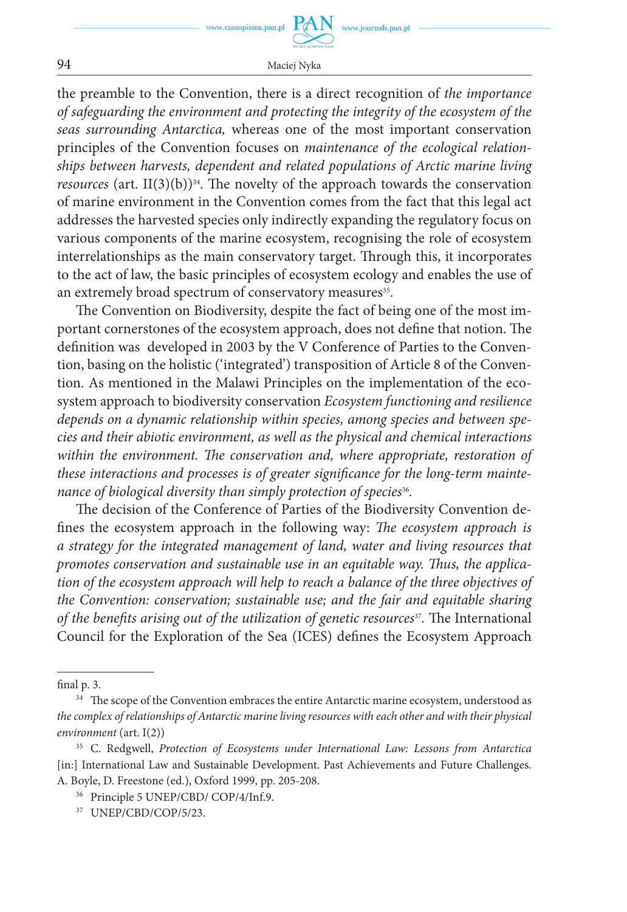the preamble to the Convention, there is a direct recognition of *the importance of safeguarding the environment and protecting the integrity of the ecosystem of the seas surrounding Antarctica,* whereas one of the most important conservation principles of the Convention focuses on *maintenance of the ecological relationships between harvests, dependent and related populations of Arctic marine living resources* (art. II(3)(b))[34]. The novelty of the approach towards the conservation of marine environment in the Convention comes from the fact that this legal act addresses the harvested species only indirectly expanding the regulatory focus on various components of the marine ecosystem, recognising the role of ecosystem interrelationships as the main conservatory target. Through this, it incorporates to the act of law, the basic principles of ecosystem ecology and enables the use of an extremely broad spectrum of conservatory measures[35].

The Convention on Biodiversity, despite the fact of being one of the most important cornerstones of the ecosystem approach, does not define that notion. The definition was developed in 2003 by the V Conference of Parties to the Convention, basing on the holistic ('integrated') transposition of Article 8 of the Convention. As mentioned in the Malawi Principles on the implementation of the ecosystem approach to biodiversity conservation *Ecosystem functioning and resilience depends on a dynamic relationship within species, among species and between species and their abiotic environment, as well as the physical and chemical interactions within the environment. The conservation and, where appropriate, restoration of these interactions and processes is of greater significance for the long-term maintenance of biological diversity than simply protection of species*[36].

The decision of the Conference of Parties of the Biodiversity Convention defines the ecosystem approach in the following way: *The ecosystem approach is a strategy for the integrated management of land, water and living resources that promotes conservation and sustainable use in an equitable way. Thus, the application of the ecosystem approach will help to reach a balance of the three objectives of the Convention: conservation; sustainable use; and the fair and equitable sharing of the benefits arising out of the utilization of genetic resources*[37]*.* The International Council for the Exploration of the Sea (ICES) defines the Ecosystem Approach

---

final p. 3.

[34] The scope of the Convention embraces the entire Antarctic marine ecosystem, understood as *the complex of relationships of Antarctic marine living resources with each other and with their physical environment* (art. I(2))

[35] C. Redgwell, *Protection of Ecosystems under International Law: Lessons from Antarctica* [in:] International Law and Sustainable Development. Past Achievements and Future Challenges. A. Boyle, D. Freestone (ed.), Oxford 1999, pp. 205-208.

[36] Principle 5 UNEP/CBD/ COP/4/Inf.9.

[37] UNEP/CBD/COP/5/23.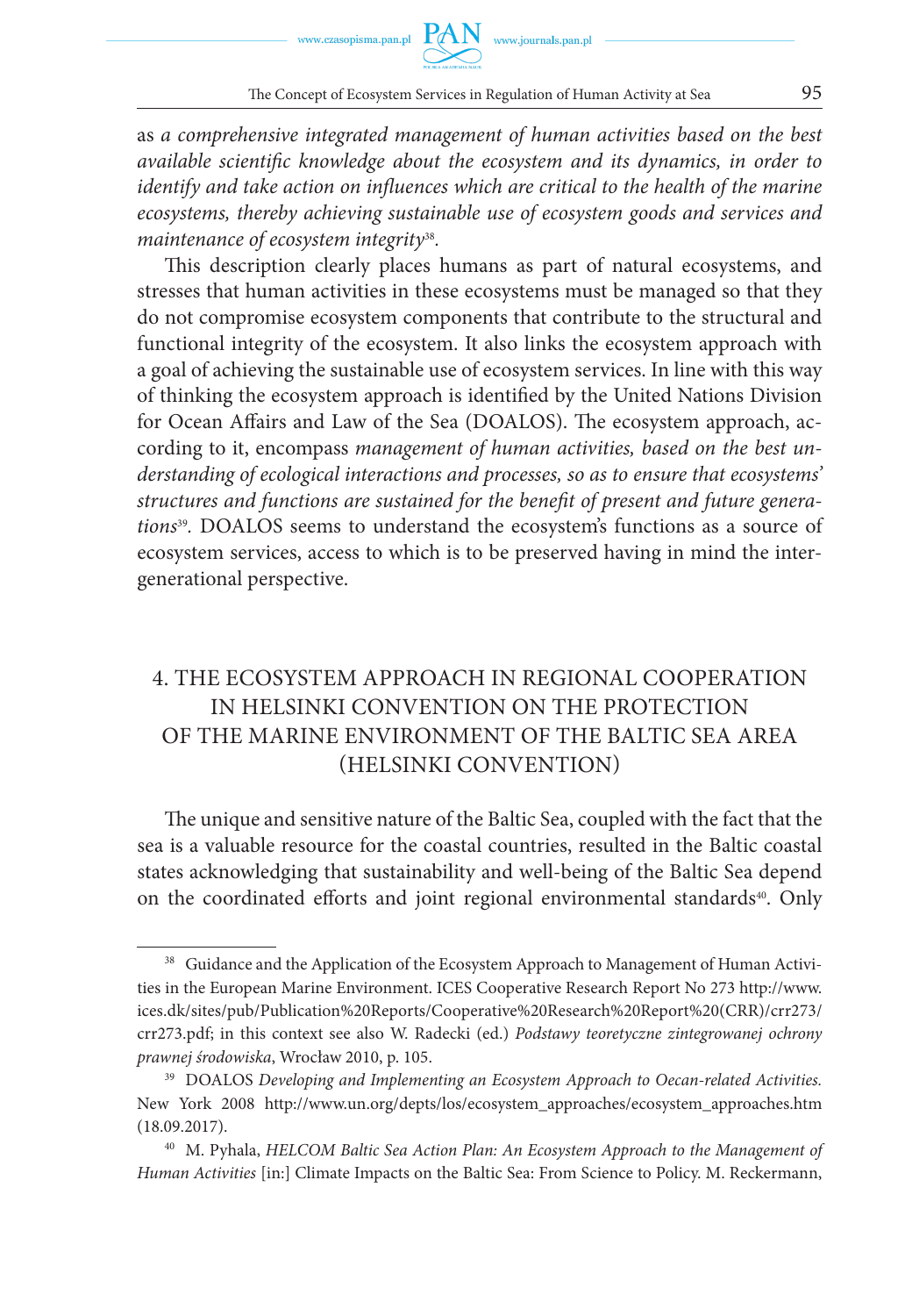as *a comprehensive integrated management of human activities based on the best available scientific knowledge about the ecosystem and its dynamics, in order to identify and take action on influences which are critical to the health of the marine ecosystems, thereby achieving sustainable use of ecosystem goods and services and maintenance of ecosystem integrity*[38].

This description clearly places humans as part of natural ecosystems, and stresses that human activities in these ecosystems must be managed so that they do not compromise ecosystem components that contribute to the structural and functional integrity of the ecosystem. It also links the ecosystem approach with a goal of achieving the sustainable use of ecosystem services. In line with this way of thinking the ecosystem approach is identified by the United Nations Division for Ocean Affairs and Law of the Sea (DOALOS). The ecosystem approach, according to it, encompass *management of human activities, based on the best understanding of ecological interactions and processes, so as to ensure that ecosystems' structures and functions are sustained for the benefit of present and future generations*[39]. DOALOS seems to understand the ecosystem's functions as a source of ecosystem services, access to which is to be preserved having in mind the intergenerational perspective.

## 4. THE ECOSYSTEM APPROACH IN REGIONAL COOPERATION IN HELSINKI CONVENTION ON THE PROTECTION OF THE MARINE ENVIRONMENT OF THE BALTIC SEA AREA (HELSINKI CONVENTION)

The unique and sensitive nature of the Baltic Sea, coupled with the fact that the sea is a valuable resource for the coastal countries, resulted in the Baltic coastal states acknowledging that sustainability and well-being of the Baltic Sea depend on the coordinated efforts and joint regional environmental standards[40]. Only

---

[38] Guidance and the Application of the Ecosystem Approach to Management of Human Activities in the European Marine Environment. ICES Cooperative Research Report No 273 http://www.ices.dk/sites/pub/Publication%20Reports/Cooperative%20Research%20Report%20(CRR)/crr273/crr273.pdf; in this context see also W. Radecki (ed.) *Podstawy teoretyczne zintegrowanej ochrony prawnej środowiska*, Wrocław 2010, p. 105.

[39] DOALOS *Developing and Implementing an Ecosystem Approach to Oecan-related Activities.* New York 2008 http://www.un.org/depts/los/ecosystem_approaches/ecosystem_approaches.htm (18.09.2017).

[40] M. Pyhala, *HELCOM Baltic Sea Action Plan: An Ecosystem Approach to the Management of Human Activities* [in:] Climate Impacts on the Baltic Sea: From Science to Policy. M. Reckermann,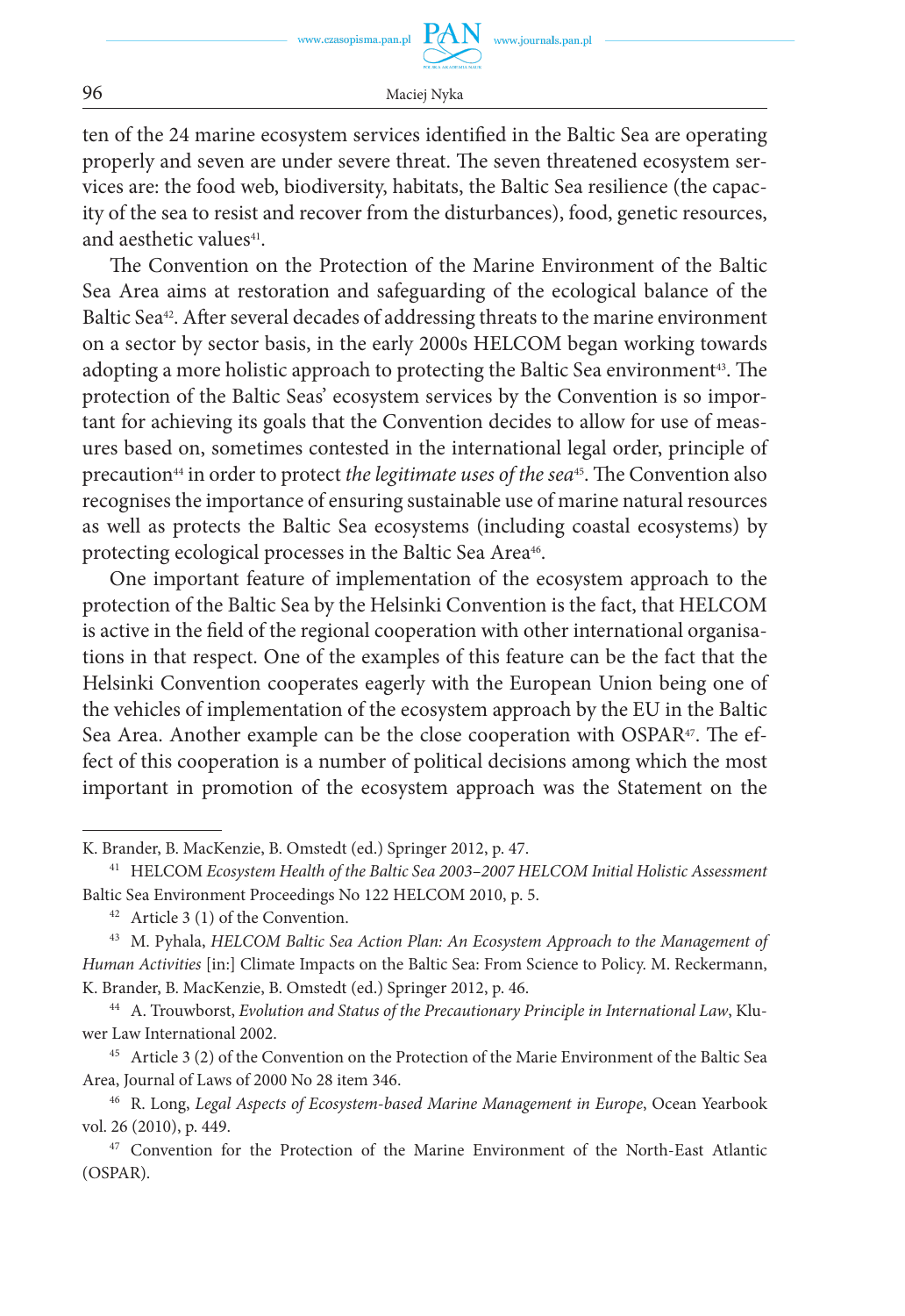ten of the 24 marine ecosystem services identified in the Baltic Sea are operating properly and seven are under severe threat. The seven threatened ecosystem services are: the food web, biodiversity, habitats, the Baltic Sea resilience (the capacity of the sea to resist and recover from the disturbances), food, genetic resources, and aesthetic values[41].

The Convention on the Protection of the Marine Environment of the Baltic Sea Area aims at restoration and safeguarding of the ecological balance of the Baltic Sea[42]. After several decades of addressing threats to the marine environment on a sector by sector basis, in the early 2000s HELCOM began working towards adopting a more holistic approach to protecting the Baltic Sea environment[43]. The protection of the Baltic Seas' ecosystem services by the Convention is so important for achieving its goals that the Convention decides to allow for use of measures based on, sometimes contested in the international legal order, principle of precaution[44] in order to protect *the legitimate uses of the sea*[45]. The Convention also recognises the importance of ensuring sustainable use of marine natural resources as well as protects the Baltic Sea ecosystems (including coastal ecosystems) by protecting ecological processes in the Baltic Sea Area[46].

One important feature of implementation of the ecosystem approach to the protection of the Baltic Sea by the Helsinki Convention is the fact, that HELCOM is active in the field of the regional cooperation with other international organisations in that respect. One of the examples of this feature can be the fact that the Helsinki Convention cooperates eagerly with the European Union being one of the vehicles of implementation of the ecosystem approach by the EU in the Baltic Sea Area. Another example can be the close cooperation with OSPAR[47]. The effect of this cooperation is a number of political decisions among which the most important in promotion of the ecosystem approach was the Statement on the

---

K. Brander, B. MacKenzie, B. Omstedt (ed.) Springer 2012, p. 47.

[41] HELCOM *Ecosystem Health of the Baltic Sea 2003–2007 HELCOM Initial Holistic Assessment* Baltic Sea Environment Proceedings No 122 HELCOM 2010, p. 5.

[42] Article 3 (1) of the Convention.

[43] M. Pyhala, *HELCOM Baltic Sea Action Plan: An Ecosystem Approach to the Management of Human Activities* [in:] Climate Impacts on the Baltic Sea: From Science to Policy. M. Reckermann, K. Brander, B. MacKenzie, B. Omstedt (ed.) Springer 2012, p. 46.

[44] A. Trouwborst, *Evolution and Status of the Precautionary Principle in International Law*, Kluwer Law International 2002.

[45] Article 3 (2) of the Convention on the Protection of the Marie Environment of the Baltic Sea Area, Journal of Laws of 2000 No 28 item 346.

[46] R. Long, *Legal Aspects of Ecosystem-based Marine Management in Europe*, Ocean Yearbook vol. 26 (2010), p. 449.

[47] Convention for the Protection of the Marine Environment of the North-East Atlantic (OSPAR).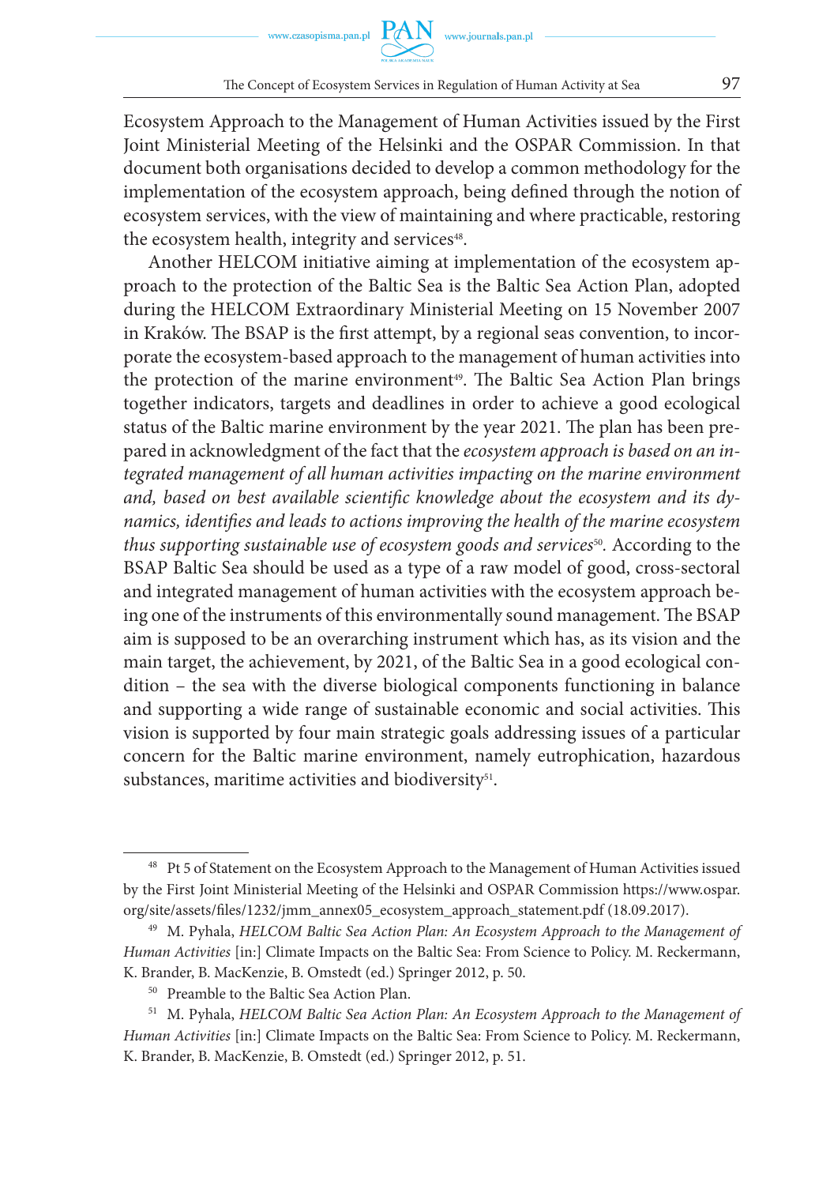Ecosystem Approach to the Management of Human Activities issued by the First Joint Ministerial Meeting of the Helsinki and the OSPAR Commission. In that document both organisations decided to develop a common methodology for the implementation of the ecosystem approach, being defined through the notion of ecosystem services, with the view of maintaining and where practicable, restoring the ecosystem health, integrity and services[48].

Another HELCOM initiative aiming at implementation of the ecosystem approach to the protection of the Baltic Sea is the Baltic Sea Action Plan, adopted during the HELCOM Extraordinary Ministerial Meeting on 15 November 2007 in Kraków. The BSAP is the first attempt, by a regional seas convention, to incorporate the ecosystem-based approach to the management of human activities into the protection of the marine environment[49]. The Baltic Sea Action Plan brings together indicators, targets and deadlines in order to achieve a good ecological status of the Baltic marine environment by the year 2021. The plan has been prepared in acknowledgment of the fact that the *ecosystem approach is based on an integrated management of all human activities impacting on the marine environment and, based on best available scientific knowledge about the ecosystem and its dynamics, identifies and leads to actions improving the health of the marine ecosystem thus supporting sustainable use of ecosystem goods and services*[50]. According to the BSAP Baltic Sea should be used as a type of a raw model of good, cross-sectoral and integrated management of human activities with the ecosystem approach being one of the instruments of this environmentally sound management. The BSAP aim is supposed to be an overarching instrument which has, as its vision and the main target, the achievement, by 2021, of the Baltic Sea in a good ecological condition – the sea with the diverse biological components functioning in balance and supporting a wide range of sustainable economic and social activities. This vision is supported by four main strategic goals addressing issues of a particular concern for the Baltic marine environment, namely eutrophication, hazardous substances, maritime activities and biodiversity[51].

---

[48] Pt 5 of Statement on the Ecosystem Approach to the Management of Human Activities issued by the First Joint Ministerial Meeting of the Helsinki and OSPAR Commission https://www.ospar.org/site/assets/files/1232/jmm_annex05_ecosystem_approach_statement.pdf (18.09.2017).

[49] M. Pyhala, *HELCOM Baltic Sea Action Plan: An Ecosystem Approach to the Management of Human Activities* [in:] Climate Impacts on the Baltic Sea: From Science to Policy. M. Reckermann, K. Brander, B. MacKenzie, B. Omstedt (ed.) Springer 2012, p. 50.

[50] Preamble to the Baltic Sea Action Plan.

[51] M. Pyhala, *HELCOM Baltic Sea Action Plan: An Ecosystem Approach to the Management of Human Activities* [in:] Climate Impacts on the Baltic Sea: From Science to Policy. M. Reckermann, K. Brander, B. MacKenzie, B. Omstedt (ed.) Springer 2012, p. 51.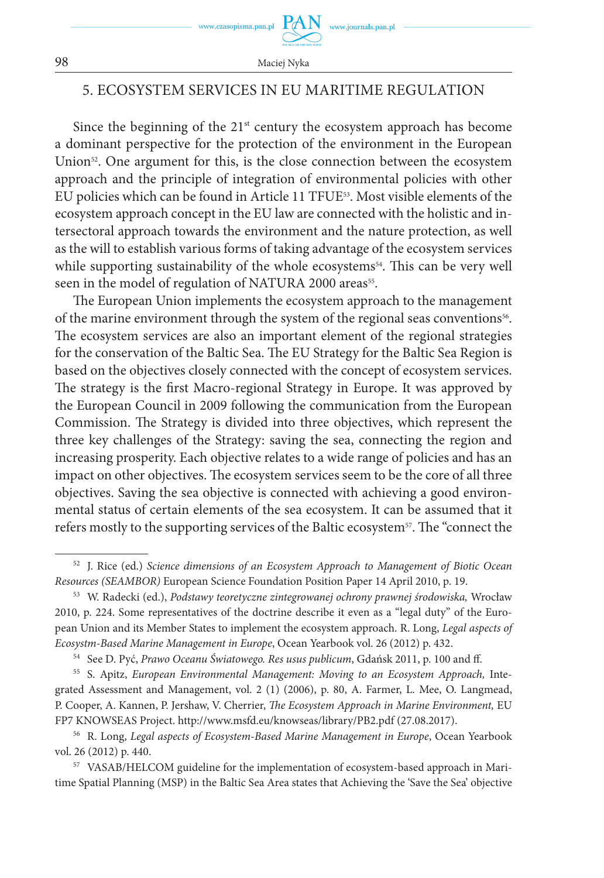## 5. ECOSYSTEM SERVICES IN EU MARITIME REGULATION

Since the beginning of the 21st century the ecosystem approach has become a dominant perspective for the protection of the environment in the European Union[52]. One argument for this, is the close connection between the ecosystem approach and the principle of integration of environmental policies with other EU policies which can be found in Article 11 TFUE[53]. Most visible elements of the ecosystem approach concept in the EU law are connected with the holistic and intersectoral approach towards the environment and the nature protection, as well as the will to establish various forms of taking advantage of the ecosystem services while supporting sustainability of the whole ecosystems[54]. This can be very well seen in the model of regulation of NATURA 2000 areas[55].

The European Union implements the ecosystem approach to the management of the marine environment through the system of the regional seas conventions[56]. The ecosystem services are also an important element of the regional strategies for the conservation of the Baltic Sea. The EU Strategy for the Baltic Sea Region is based on the objectives closely connected with the concept of ecosystem services. The strategy is the first Macro-regional Strategy in Europe. It was approved by the European Council in 2009 following the communication from the European Commission. The Strategy is divided into three objectives, which represent the three key challenges of the Strategy: saving the sea, connecting the region and increasing prosperity. Each objective relates to a wide range of policies and has an impact on other objectives. The ecosystem services seem to be the core of all three objectives. Saving the sea objective is connected with achieving a good environmental status of certain elements of the sea ecosystem. It can be assumed that it refers mostly to the supporting services of the Baltic ecosystem[57]. The "connect the

---

[52] J. Rice (ed.) *Science dimensions of an Ecosystem Approach to Management of Biotic Ocean Resources (SEAMBOR)* European Science Foundation Position Paper 14 April 2010, p. 19.

[53] W. Radecki (ed.), *Podstawy teoretyczne zintegrowanej ochrony prawnej środowiska,* Wrocław 2010, p. 224. Some representatives of the doctrine describe it even as a "legal duty" of the European Union and its Member States to implement the ecosystem approach. R. Long, *Legal aspects of Ecosystm-Based Marine Management in Europe*, Ocean Yearbook vol. 26 (2012) p. 432.

[54] See D. Pyć, *Prawo Oceanu Światowego. Res usus publicum*, Gdańsk 2011, p. 100 and ff.

[55] S. Apitz, *European Environmental Management: Moving to an Ecosystem Approach,* Integrated Assessment and Management, vol. 2 (1) (2006), p. 80, A. Farmer, L. Mee, O. Langmead, P. Cooper, A. Kannen, P. Jershaw, V. Cherrier, *The Ecosystem Approach in Marine Environment,* EU FP7 KNOWSEAS Project. http://www.msfd.eu/knowseas/library/PB2.pdf (27.08.2017).

[56] R. Long, *Legal aspects of Ecosystem-Based Marine Management in Europe*, Ocean Yearbook vol. 26 (2012) p. 440.

[57] VASAB/HELCOM guideline for the implementation of ecosystem-based approach in Maritime Spatial Planning (MSP) in the Baltic Sea Area states that Achieving the 'Save the Sea' objective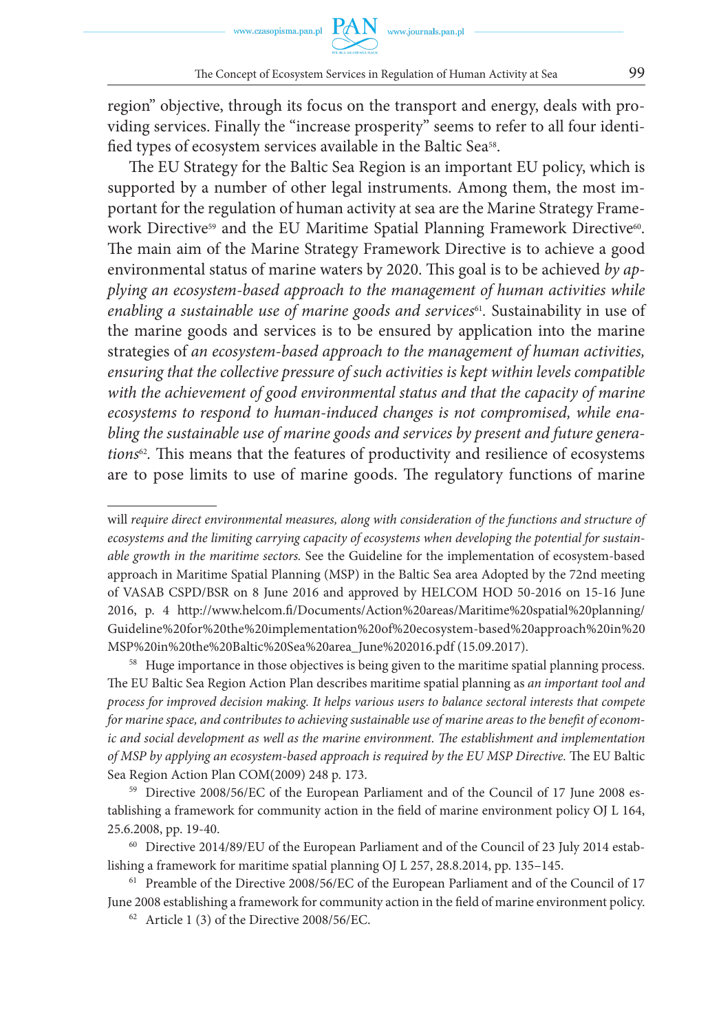region" objective, through its focus on the transport and energy, deals with providing services. Finally the "increase prosperity" seems to refer to all four identified types of ecosystem services available in the Baltic Sea[58].

The EU Strategy for the Baltic Sea Region is an important EU policy, which is supported by a number of other legal instruments. Among them, the most important for the regulation of human activity at sea are the Marine Strategy Framework Directive[59] and the EU Maritime Spatial Planning Framework Directive[60]. The main aim of the Marine Strategy Framework Directive is to achieve a good environmental status of marine waters by 2020. This goal is to be achieved *by applying an ecosystem-based approach to the management of human activities while enabling a sustainable use of marine goods and services*[61]. Sustainability in use of the marine goods and services is to be ensured by application into the marine strategies of *an ecosystem-based approach to the management of human activities, ensuring that the collective pressure of such activities is kept within levels compatible with the achievement of good environmental status and that the capacity of marine ecosystems to respond to human-induced changes is not compromised, while enabling the sustainable use of marine goods and services by present and future generations*[62]. This means that the features of productivity and resilience of ecosystems are to pose limits to use of marine goods. The regulatory functions of marine

---

will *require direct environmental measures, along with consideration of the functions and structure of ecosystems and the limiting carrying capacity of ecosystems when developing the potential for sustainable growth in the maritime sectors.* See the Guideline for the implementation of ecosystem-based approach in Maritime Spatial Planning (MSP) in the Baltic Sea area Adopted by the 72nd meeting of VASAB CSPD/BSR on 8 June 2016 and approved by HELCOM HOD 50-2016 on 15-16 June 2016, p. 4 http://www.helcom.fi/Documents/Action%20areas/Maritime%20spatial%20planning/Guideline%20for%20the%20implementation%20of%20ecosystem-based%20approach%20in%20MSP%20in%20the%20Baltic%20Sea%20area_June%202016.pdf (15.09.2017).

[58] Huge importance in those objectives is being given to the maritime spatial planning process. The EU Baltic Sea Region Action Plan describes maritime spatial planning as *an important tool and process for improved decision making. It helps various users to balance sectoral interests that compete for marine space, and contributes to achieving sustainable use of marine areas to the benefit of economic and social development as well as the marine environment. The establishment and implementation of MSP by applying an ecosystem-based approach is required by the EU MSP Directive.* The EU Baltic Sea Region Action Plan COM(2009) 248 p. 173.

[59] Directive 2008/56/EC of the European Parliament and of the Council of 17 June 2008 establishing a framework for community action in the field of marine environment policy OJ L 164, 25.6.2008, pp. 19-40.

[60] Directive 2014/89/EU of the European Parliament and of the Council of 23 July 2014 establishing a framework for maritime spatial planning OJ L 257, 28.8.2014, pp. 135–145.

[61] Preamble of the Directive 2008/56/EC of the European Parliament and of the Council of 17 June 2008 establishing a framework for community action in the field of marine environment policy.

[62] Article 1 (3) of the Directive 2008/56/EC.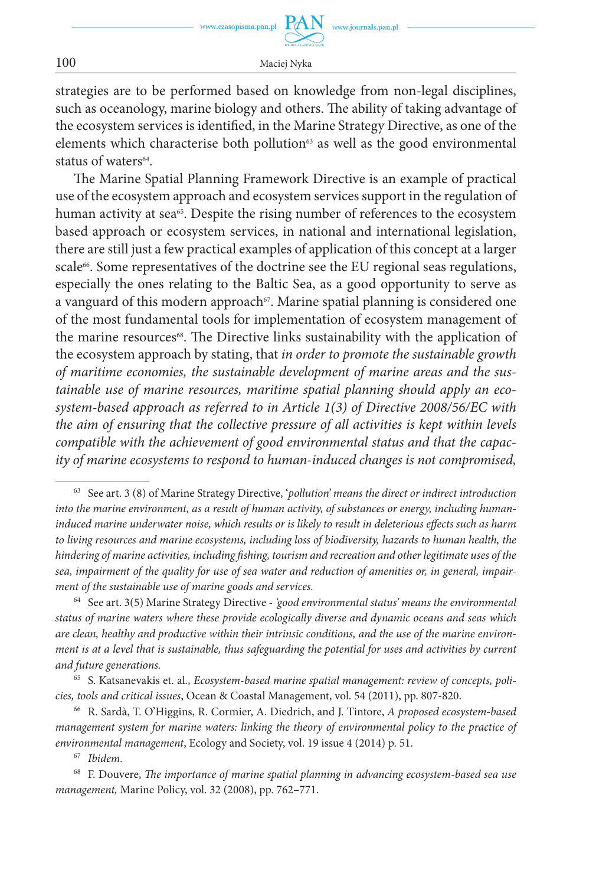strategies are to be performed based on knowledge from non-legal disciplines, such as oceanology, marine biology and others. The ability of taking advantage of the ecosystem services is identified, in the Marine Strategy Directive, as one of the elements which characterise both pollution[63] as well as the good environmental status of waters[64].

The Marine Spatial Planning Framework Directive is an example of practical use of the ecosystem approach and ecosystem services support in the regulation of human activity at sea[65]. Despite the rising number of references to the ecosystem based approach or ecosystem services, in national and international legislation, there are still just a few practical examples of application of this concept at a larger scale[66]. Some representatives of the doctrine see the EU regional seas regulations, especially the ones relating to the Baltic Sea, as a good opportunity to serve as a vanguard of this modern approach[67]. Marine spatial planning is considered one of the most fundamental tools for implementation of ecosystem management of the marine resources[68]. The Directive links sustainability with the application of the ecosystem approach by stating, that *in order to promote the sustainable growth of maritime economies, the sustainable development of marine areas and the sustainable use of marine resources, maritime spatial planning should apply an ecosystem-based approach as referred to in Article 1(3) of Directive 2008/56/EC with the aim of ensuring that the collective pressure of all activities is kept within levels compatible with the achievement of good environmental status and that the capacity of marine ecosystems to respond to human-induced changes is not compromised,*

---

[63] See art. 3 (8) of Marine Strategy Directive, '*pollution' means the direct or indirect introduction into the marine environment, as a result of human activity, of substances or energy, including human-induced marine underwater noise, which results or is likely to result in deleterious effects such as harm to living resources and marine ecosystems, including loss of biodiversity, hazards to human health, the hindering of marine activities, including fishing, tourism and recreation and other legitimate uses of the sea, impairment of the quality for use of sea water and reduction of amenities or, in general, impairment of the sustainable use of marine goods and services.*

[64] See art. 3(5) Marine Strategy Directive - *'good environmental status' means the environmental status of marine waters where these provide ecologically diverse and dynamic oceans and seas which are clean, healthy and productive within their intrinsic conditions, and the use of the marine environment is at a level that is sustainable, thus safeguarding the potential for uses and activities by current and future generations.*

[65] S. Katsanevakis et. al., *Ecosystem-based marine spatial management: review of concepts, policies, tools and critical issues*, Ocean & Coastal Management, vol. 54 (2011), pp. 807-820.

[66] R. Sardà, T. O'Higgins, R. Cormier, A. Diedrich, and J. Tintore, *A proposed ecosystem-based management system for marine waters: linking the theory of environmental policy to the practice of environmental management*, Ecology and Society, vol. 19 issue 4 (2014) p. 51.

[67] *Ibidem.*

[68] F. Douvere, *The importance of marine spatial planning in advancing ecosystem-based sea use management,* Marine Policy, vol. 32 (2008), pp. 762–771.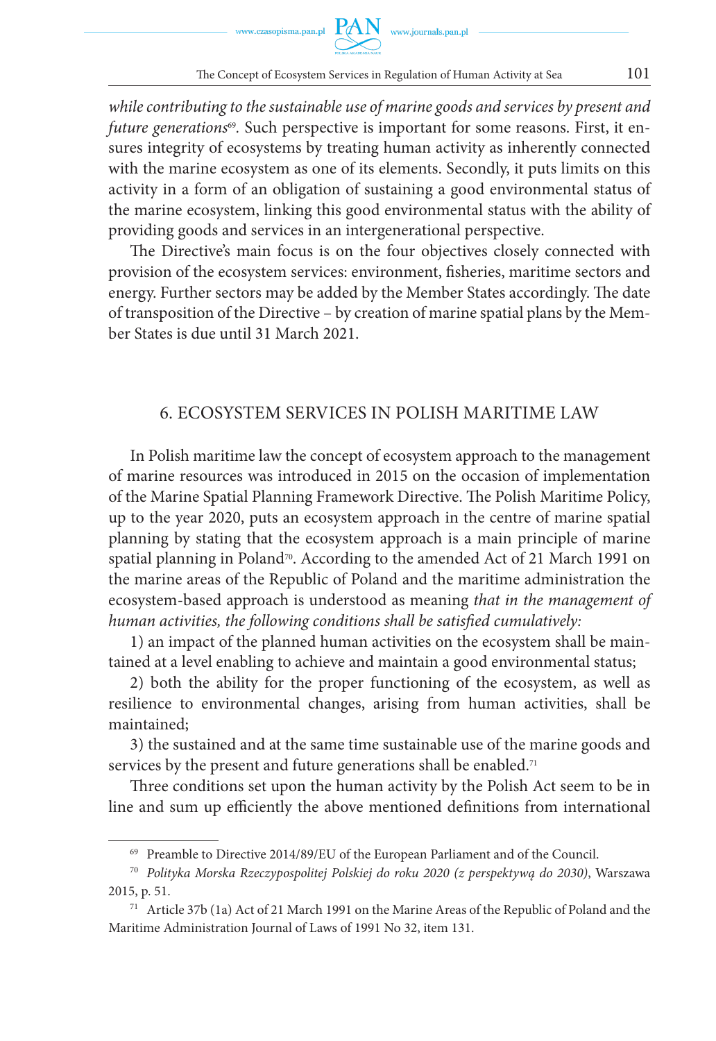*while contributing to the sustainable use of marine goods and services by present and future generations*[69]. Such perspective is important for some reasons. First, it ensures integrity of ecosystems by treating human activity as inherently connected with the marine ecosystem as one of its elements. Secondly, it puts limits on this activity in a form of an obligation of sustaining a good environmental status of the marine ecosystem, linking this good environmental status with the ability of providing goods and services in an intergenerational perspective.

The Directive's main focus is on the four objectives closely connected with provision of the ecosystem services: environment, fisheries, maritime sectors and energy. Further sectors may be added by the Member States accordingly. The date of transposition of the Directive – by creation of marine spatial plans by the Member States is due until 31 March 2021.

## 6. ECOSYSTEM SERVICES IN POLISH MARITIME LAW

In Polish maritime law the concept of ecosystem approach to the management of marine resources was introduced in 2015 on the occasion of implementation of the Marine Spatial Planning Framework Directive. The Polish Maritime Policy, up to the year 2020, puts an ecosystem approach in the centre of marine spatial planning by stating that the ecosystem approach is a main principle of marine spatial planning in Poland[70]. According to the amended Act of 21 March 1991 on the marine areas of the Republic of Poland and the maritime administration the ecosystem-based approach is understood as meaning *that in the management of human activities, the following conditions shall be satisfied cumulatively:*

1) an impact of the planned human activities on the ecosystem shall be maintained at a level enabling to achieve and maintain a good environmental status;

2) both the ability for the proper functioning of the ecosystem, as well as resilience to environmental changes, arising from human activities, shall be maintained;

3) the sustained and at the same time sustainable use of the marine goods and services by the present and future generations shall be enabled.[71]

Three conditions set upon the human activity by the Polish Act seem to be in line and sum up efficiently the above mentioned definitions from international

---

[69] Preamble to Directive 2014/89/EU of the European Parliament and of the Council.

[70] *Polityka Morska Rzeczypospolitej Polskiej do roku 2020 (z perspektywą do 2030)*, Warszawa 2015, p. 51.

[71] Article 37b (1a) Act of 21 March 1991 on the Marine Areas of the Republic of Poland and the Maritime Administration Journal of Laws of 1991 No 32, item 131.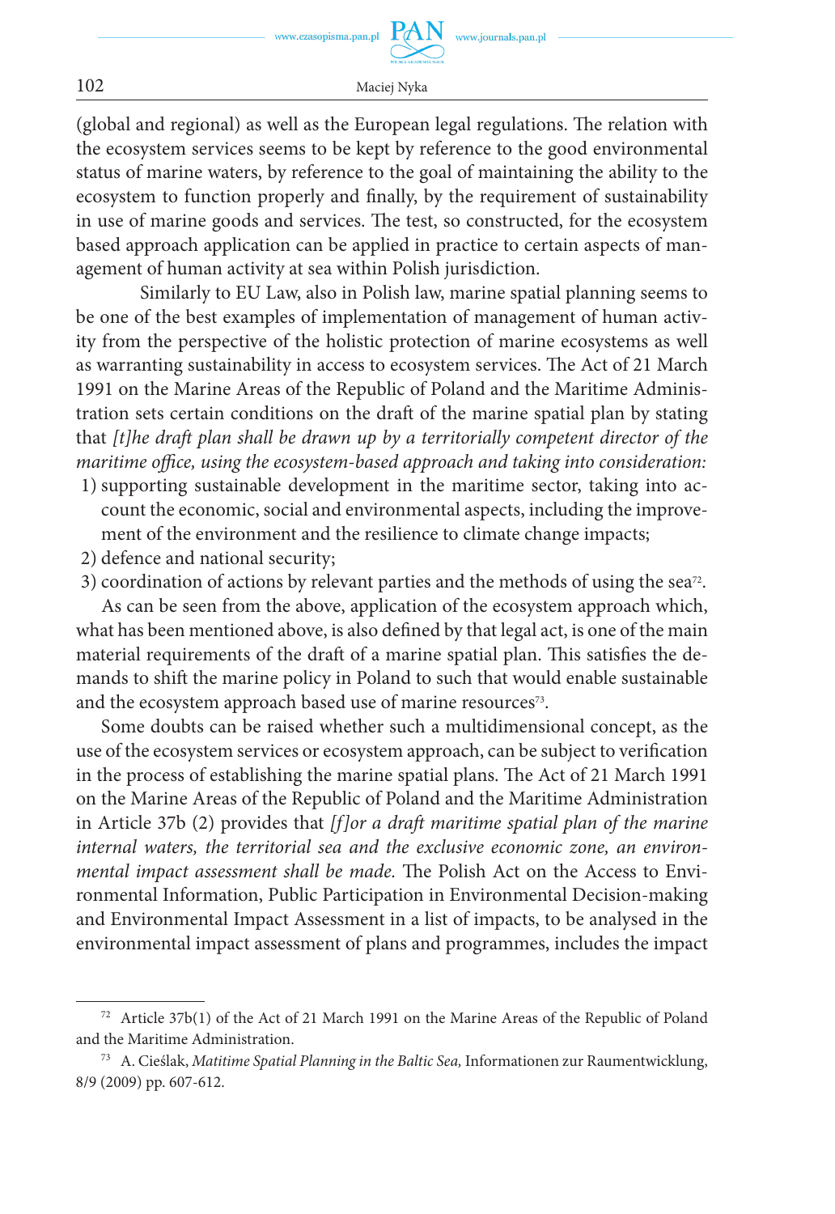(global and regional) as well as the European legal regulations. The relation with the ecosystem services seems to be kept by reference to the good environmental status of marine waters, by reference to the goal of maintaining the ability to the ecosystem to function properly and finally, by the requirement of sustainability in use of marine goods and services. The test, so constructed, for the ecosystem based approach application can be applied in practice to certain aspects of management of human activity at sea within Polish jurisdiction.

Similarly to EU Law, also in Polish law, marine spatial planning seems to be one of the best examples of implementation of management of human activity from the perspective of the holistic protection of marine ecosystems as well as warranting sustainability in access to ecosystem services. The Act of 21 March 1991 on the Marine Areas of the Republic of Poland and the Maritime Administration sets certain conditions on the draft of the marine spatial plan by stating that *[t]he draft plan shall be drawn up by a territorially competent director of the maritime office, using the ecosystem-based approach and taking into consideration:*

1) supporting sustainable development in the maritime sector, taking into account the economic, social and environmental aspects, including the improvement of the environment and the resilience to climate change impacts;
2) defence and national security;
3) coordination of actions by relevant parties and the methods of using the sea[72].

As can be seen from the above, application of the ecosystem approach which, what has been mentioned above, is also defined by that legal act, is one of the main material requirements of the draft of a marine spatial plan. This satisfies the demands to shift the marine policy in Poland to such that would enable sustainable and the ecosystem approach based use of marine resources[73].

Some doubts can be raised whether such a multidimensional concept, as the use of the ecosystem services or ecosystem approach, can be subject to verification in the process of establishing the marine spatial plans. The Act of 21 March 1991 on the Marine Areas of the Republic of Poland and the Maritime Administration in Article 37b (2) provides that *[f]or a draft maritime spatial plan of the marine internal waters, the territorial sea and the exclusive economic zone, an environmental impact assessment shall be made.* The Polish Act on the Access to Environmental Information, Public Participation in Environmental Decision-making and Environmental Impact Assessment in a list of impacts, to be analysed in the environmental impact assessment of plans and programmes, includes the impact

---

[72] Article 37b(1) of the Act of 21 March 1991 on the Marine Areas of the Republic of Poland and the Maritime Administration.

[73] A. Cieślak, *Matitime Spatial Planning in the Baltic Sea,* Informationen zur Raumentwicklung, 8/9 (2009) pp. 607-612.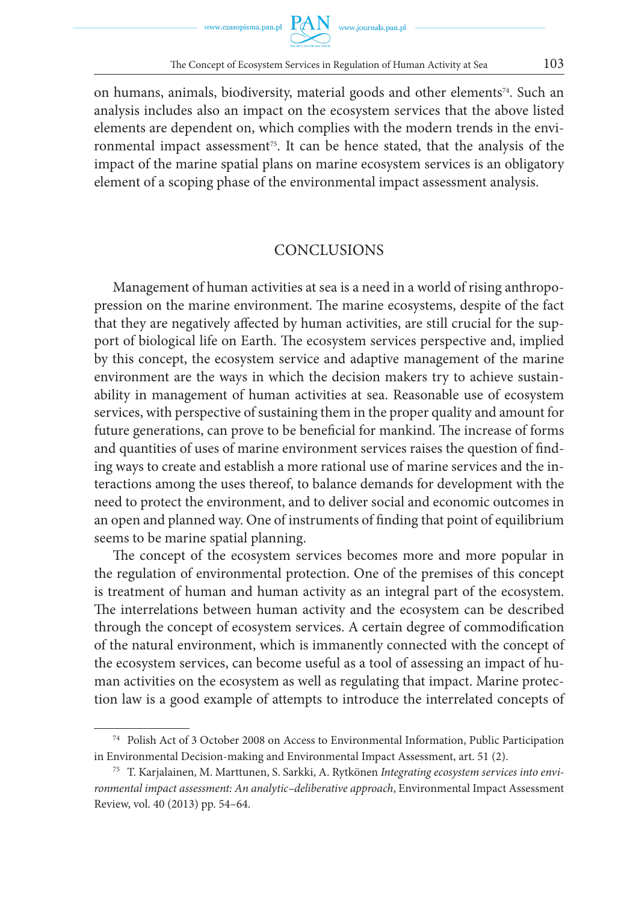on humans, animals, biodiversity, material goods and other elements[74]. Such an analysis includes also an impact on the ecosystem services that the above listed elements are dependent on, which complies with the modern trends in the environmental impact assessment[75]. It can be hence stated, that the analysis of the impact of the marine spatial plans on marine ecosystem services is an obligatory element of a scoping phase of the environmental impact assessment analysis.

## CONCLUSIONS

Management of human activities at sea is a need in a world of rising anthropopression on the marine environment. The marine ecosystems, despite of the fact that they are negatively affected by human activities, are still crucial for the support of biological life on Earth. The ecosystem services perspective and, implied by this concept, the ecosystem service and adaptive management of the marine environment are the ways in which the decision makers try to achieve sustainability in management of human activities at sea. Reasonable use of ecosystem services, with perspective of sustaining them in the proper quality and amount for future generations, can prove to be beneficial for mankind. The increase of forms and quantities of uses of marine environment services raises the question of finding ways to create and establish a more rational use of marine services and the interactions among the uses thereof, to balance demands for development with the need to protect the environment, and to deliver social and economic outcomes in an open and planned way. One of instruments of finding that point of equilibrium seems to be marine spatial planning.

The concept of the ecosystem services becomes more and more popular in the regulation of environmental protection. One of the premises of this concept is treatment of human and human activity as an integral part of the ecosystem. The interrelations between human activity and the ecosystem can be described through the concept of ecosystem services. A certain degree of commodification of the natural environment, which is immanently connected with the concept of the ecosystem services, can become useful as a tool of assessing an impact of human activities on the ecosystem as well as regulating that impact. Marine protection law is a good example of attempts to introduce the interrelated concepts of

---

[74] Polish Act of 3 October 2008 on Access to Environmental Information, Public Participation in Environmental Decision-making and Environmental Impact Assessment, art. 51 (2).

[75] T. Karjalainen, M. Marttunen, S. Sarkki, A. Rytkönen *Integrating ecosystem services into environmental impact assessment: An analytic–deliberative approach*, Environmental Impact Assessment Review, vol. 40 (2013) pp. 54–64.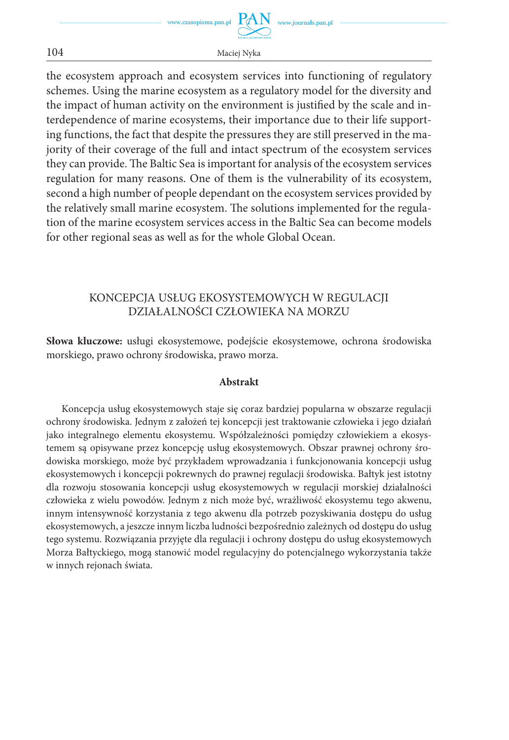the ecosystem approach and ecosystem services into functioning of regulatory schemes. Using the marine ecosystem as a regulatory model for the diversity and the impact of human activity on the environment is justified by the scale and interdependence of marine ecosystems, their importance due to their life supporting functions, the fact that despite the pressures they are still preserved in the majority of their coverage of the full and intact spectrum of the ecosystem services they can provide. The Baltic Sea is important for analysis of the ecosystem services regulation for many reasons. One of them is the vulnerability of its ecosystem, second a high number of people dependant on the ecosystem services provided by the relatively small marine ecosystem. The solutions implemented for the regulation of the marine ecosystem services access in the Baltic Sea can become models for other regional seas as well as for the whole Global Ocean.

## KONCEPCJA USŁUG EKOSYSTEMOWYCH W REGULACJI DZIAŁALNOŚCI CZŁOWIEKA NA MORZU

**Słowa kluczowe:** usługi ekosystemowe, podejście ekosystemowe, ochrona środowiska morskiego, prawo ochrony środowiska, prawo morza.

### Abstrakt

Koncepcja usług ekosystemowych staje się coraz bardziej popularna w obszarze regulacji ochrony środowiska. Jednym z założeń tej koncepcji jest traktowanie człowieka i jego działań jako integralnego elementu ekosystemu. Współzależności pomiędzy człowiekiem a ekosystemem są opisywane przez koncepcję usług ekosystemowych. Obszar prawnej ochrony środowiska morskiego, może być przykładem wprowadzania i funkcjonowania koncepcji usług ekosystemowych i koncepcji pokrewnych do prawnej regulacji środowiska. Bałtyk jest istotny dla rozwoju stosowania koncepcji usług ekosystemowych w regulacji morskiej działalności człowieka z wielu powodów. Jednym z nich może być, wrażliwość ekosystemu tego akwenu, innym intensywność korzystania z tego akwenu dla potrzeb pozyskiwania dostępu do usług ekosystemowych, a jeszcze innym liczba ludności bezpośrednio zależnych od dostępu do usług tego systemu. Rozwiązania przyjęte dla regulacji i ochrony dostępu do usług ekosystemowych Morza Bałtyckiego, mogą stanowić model regulacyjny do potencjalnego wykorzystania także w innych rejonach świata.